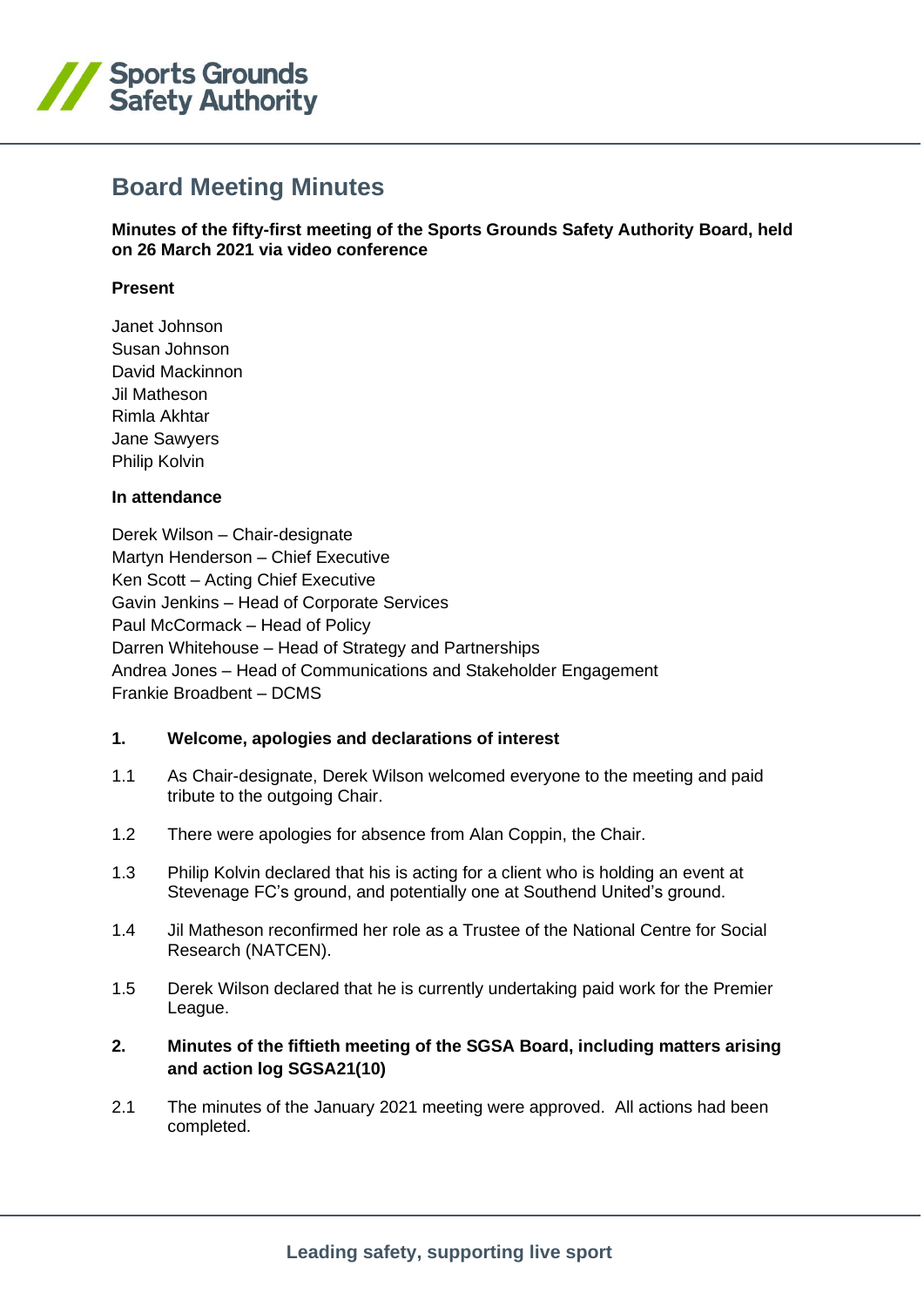# Board Meeting Minutes

**Minutes of the fifty-first meeting of the Sports Grounds Safety Authority Board, held on 26 March 2021 via video conference**

**Present**

Janet Johnson
Susan Johnson
David Mackinnon
Jil Matheson
Rimla Akhtar
Jane Sawyers
Philip Kolvin

**In attendance**

Derek Wilson – Chair-designate
Martyn Henderson – Chief Executive
Ken Scott – Acting Chief Executive
Gavin Jenkins – Head of Corporate Services
Paul McCormack – Head of Policy
Darren Whitehouse – Head of Strategy and Partnerships
Andrea Jones – Head of Communications and Stakeholder Engagement
Frankie Broadbent – DCMS

## 1. Welcome, apologies and declarations of interest

1.1 As Chair-designate, Derek Wilson welcomed everyone to the meeting and paid tribute to the outgoing Chair.

1.2 There were apologies for absence from Alan Coppin, the Chair.

1.3 Philip Kolvin declared that his is acting for a client who is holding an event at Stevenage FC's ground, and potentially one at Southend United's ground.

1.4 Jil Matheson reconfirmed her role as a Trustee of the National Centre for Social Research (NATCEN).

1.5 Derek Wilson declared that he is currently undertaking paid work for the Premier League.

## 2. Minutes of the fiftieth meeting of the SGSA Board, including matters arising and action log SGSA21(10)

2.1 The minutes of the January 2021 meeting were approved. All actions had been completed.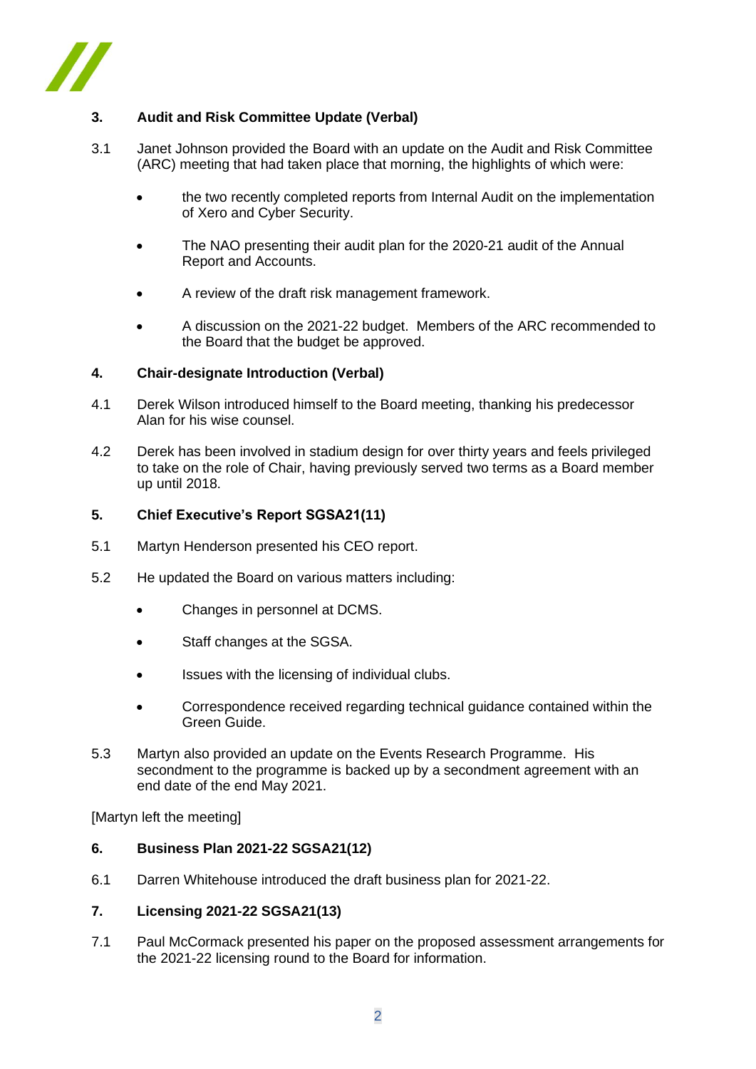## 3. Audit and Risk Committee Update (Verbal)

3.1 Janet Johnson provided the Board with an update on the Audit and Risk Committee (ARC) meeting that had taken place that morning, the highlights of which were:

- the two recently completed reports from Internal Audit on the implementation of Xero and Cyber Security.
- The NAO presenting their audit plan for the 2020-21 audit of the Annual Report and Accounts.
- A review of the draft risk management framework.
- A discussion on the 2021-22 budget. Members of the ARC recommended to the Board that the budget be approved.

## 4. Chair-designate Introduction (Verbal)

4.1 Derek Wilson introduced himself to the Board meeting, thanking his predecessor Alan for his wise counsel.

4.2 Derek has been involved in stadium design for over thirty years and feels privileged to take on the role of Chair, having previously served two terms as a Board member up until 2018.

## 5. Chief Executive's Report SGSA21(11)

5.1 Martyn Henderson presented his CEO report.

5.2 He updated the Board on various matters including:

- Changes in personnel at DCMS.
- Staff changes at the SGSA.
- Issues with the licensing of individual clubs.
- Correspondence received regarding technical guidance contained within the Green Guide.

5.3 Martyn also provided an update on the Events Research Programme. His secondment to the programme is backed up by a secondment agreement with an end date of the end May 2021.

[Martyn left the meeting]

## 6. Business Plan 2021-22 SGSA21(12)

6.1 Darren Whitehouse introduced the draft business plan for 2021-22.

## 7. Licensing 2021-22 SGSA21(13)

7.1 Paul McCormack presented his paper on the proposed assessment arrangements for the 2021-22 licensing round to the Board for information.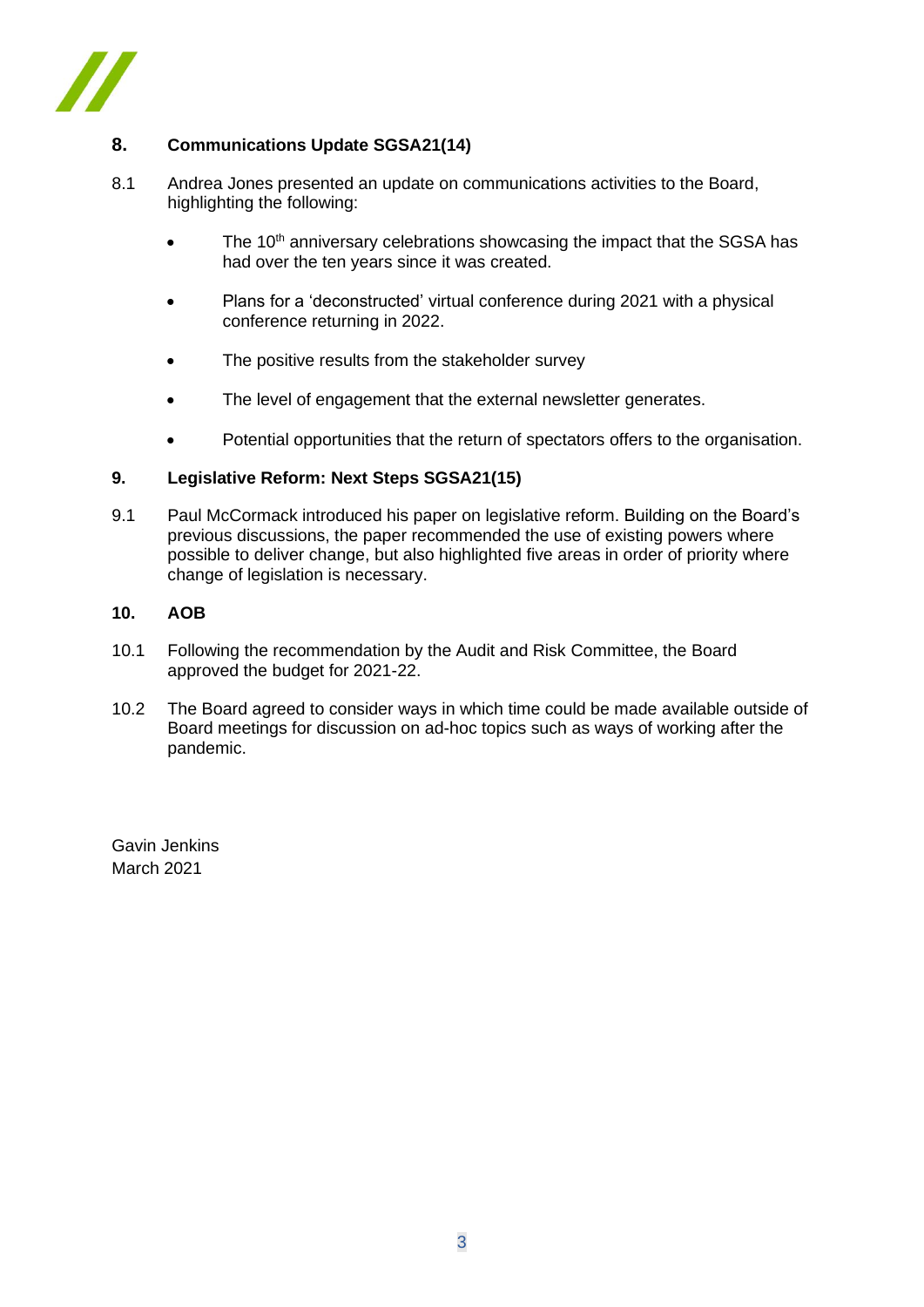## 8. Communications Update SGSA21(14)

8.1 Andrea Jones presented an update on communications activities to the Board, highlighting the following:

- The 10th anniversary celebrations showcasing the impact that the SGSA has had over the ten years since it was created.
- Plans for a 'deconstructed' virtual conference during 2021 with a physical conference returning in 2022.
- The positive results from the stakeholder survey
- The level of engagement that the external newsletter generates.
- Potential opportunities that the return of spectators offers to the organisation.

## 9. Legislative Reform: Next Steps SGSA21(15)

9.1 Paul McCormack introduced his paper on legislative reform. Building on the Board's previous discussions, the paper recommended the use of existing powers where possible to deliver change, but also highlighted five areas in order of priority where change of legislation is necessary.

## 10. AOB

10.1 Following the recommendation by the Audit and Risk Committee, the Board approved the budget for 2021-22.

10.2 The Board agreed to consider ways in which time could be made available outside of Board meetings for discussion on ad-hoc topics such as ways of working after the pandemic.

Gavin Jenkins
March 2021